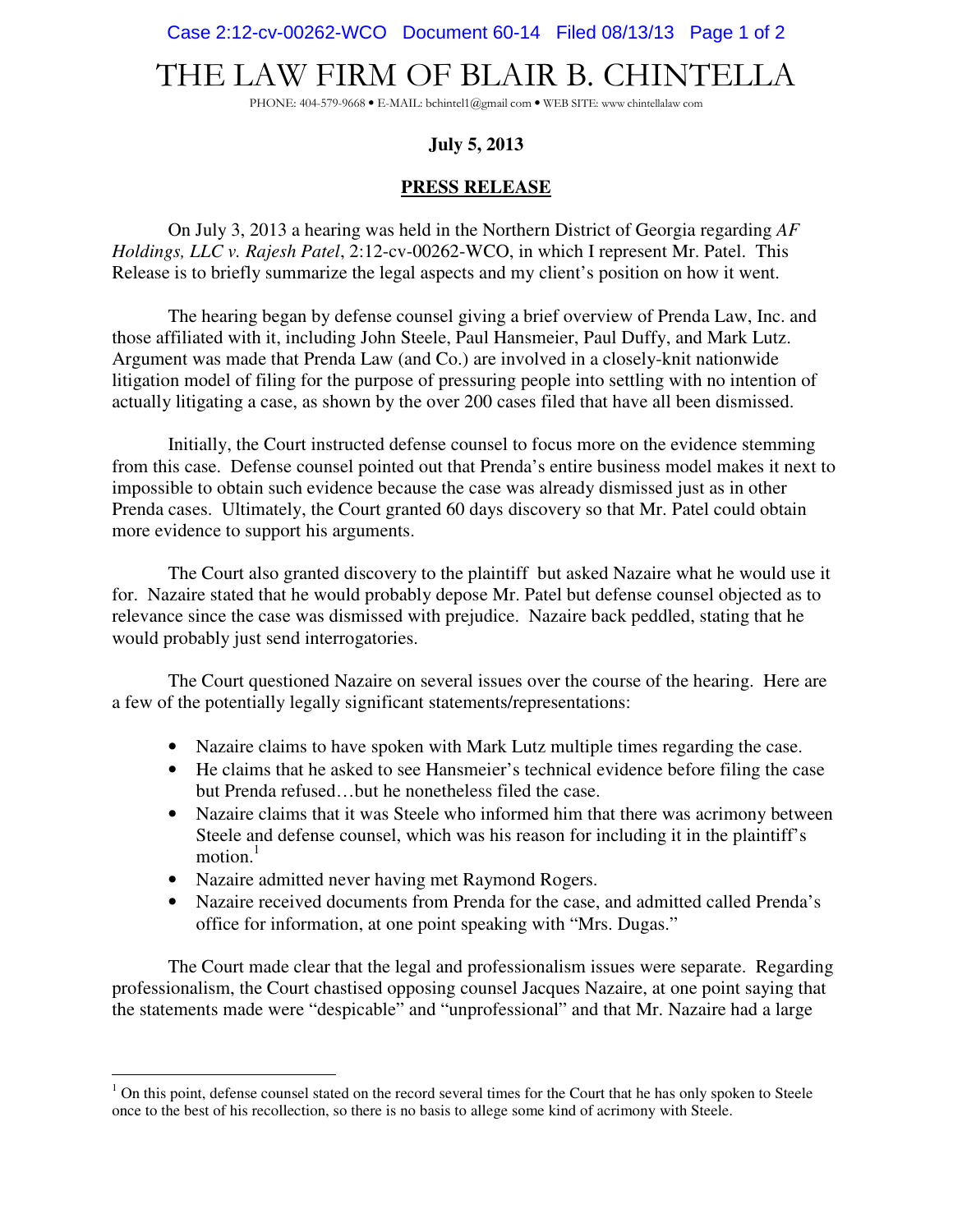# THE LAW FIRM OF BLAIR B. CHINTELLA

PHONE: 404-579-9668 • E-MAIL: bchintel1@gmail com • WEB SITE: www chintellalaw com

**July 5, 2013**

**PRESS RELEASE**

On July 3, 2013 a hearing was held in the Northern District of Georgia regarding *AF Holdings, LLC v. Rajesh Patel*, 2:12-cv-00262-WCO, in which I represent Mr. Patel. This Release is to briefly summarize the legal aspects and my client's position on how it went.

The hearing began by defense counsel giving a brief overview of Prenda Law, Inc. and those affiliated with it, including John Steele, Paul Hansmeier, Paul Duffy, and Mark Lutz. Argument was made that Prenda Law (and Co.) are involved in a closely-knit nationwide litigation model of filing for the purpose of pressuring people into settling with no intention of actually litigating a case, as shown by the over 200 cases filed that have all been dismissed.

Initially, the Court instructed defense counsel to focus more on the evidence stemming from this case. Defense counsel pointed out that Prenda's entire business model makes it next to impossible to obtain such evidence because the case was already dismissed just as in other Prenda cases. Ultimately, the Court granted 60 days discovery so that Mr. Patel could obtain more evidence to support his arguments.

The Court also granted discovery to the plaintiff but asked Nazaire what he would use it for. Nazaire stated that he would probably depose Mr. Patel but defense counsel objected as to relevance since the case was dismissed with prejudice. Nazaire back peddled, stating that he would probably just send interrogatories.

The Court questioned Nazaire on several issues over the course of the hearing. Here are a few of the potentially legally significant statements/representations:

- Nazaire claims to have spoken with Mark Lutz multiple times regarding the case.
- He claims that he asked to see Hansmeier's technical evidence before filing the case but Prenda refused…but he nonetheless filed the case.
- Nazaire claims that it was Steele who informed him that there was acrimony between Steele and defense counsel, which was his reason for including it in the plaintiff's motion.[1]
- Nazaire admitted never having met Raymond Rogers.
- Nazaire received documents from Prenda for the case, and admitted called Prenda's office for information, at one point speaking with "Mrs. Dugas."

The Court made clear that the legal and professionalism issues were separate. Regarding professionalism, the Court chastised opposing counsel Jacques Nazaire, at one point saying that the statements made were "despicable" and "unprofessional" and that Mr. Nazaire had a large

[1] On this point, defense counsel stated on the record several times for the Court that he has only spoken to Steele once to the best of his recollection, so there is no basis to allege some kind of acrimony with Steele.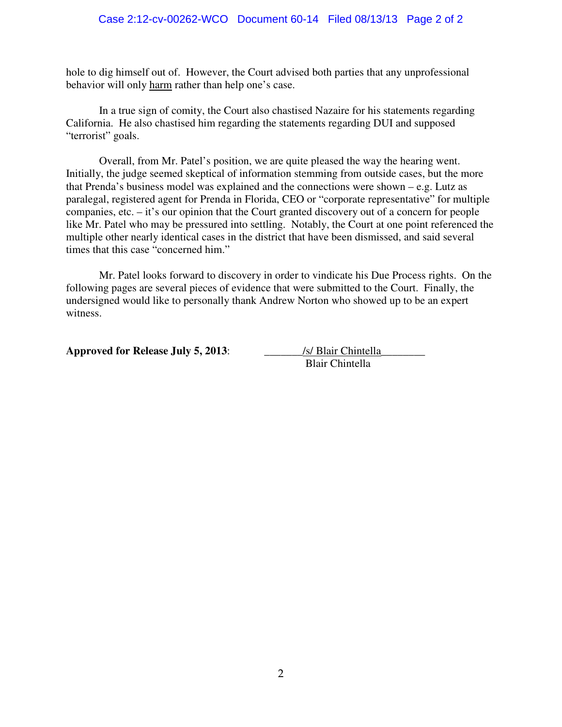hole to dig himself out of. However, the Court advised both parties that any unprofessional behavior will only <u>harm</u> rather than help one's case.

In a true sign of comity, the Court also chastised Nazaire for his statements regarding California. He also chastised him regarding the statements regarding DUI and supposed "terrorist" goals.

Overall, from Mr. Patel's position, we are quite pleased the way the hearing went. Initially, the judge seemed skeptical of information stemming from outside cases, but the more that Prenda's business model was explained and the connections were shown – e.g. Lutz as paralegal, registered agent for Prenda in Florida, CEO or "corporate representative" for multiple companies, etc. – it's our opinion that the Court granted discovery out of a concern for people like Mr. Patel who may be pressured into settling. Notably, the Court at one point referenced the multiple other nearly identical cases in the district that have been dismissed, and said several times that this case "concerned him."

Mr. Patel looks forward to discovery in order to vindicate his Due Process rights. On the following pages are several pieces of evidence that were submitted to the Court. Finally, the undersigned would like to personally thank Andrew Norton who showed up to be an expert witness.

**Approved for Release July 5, 2013**: _______/s/ Blair Chintella________
Blair Chintella